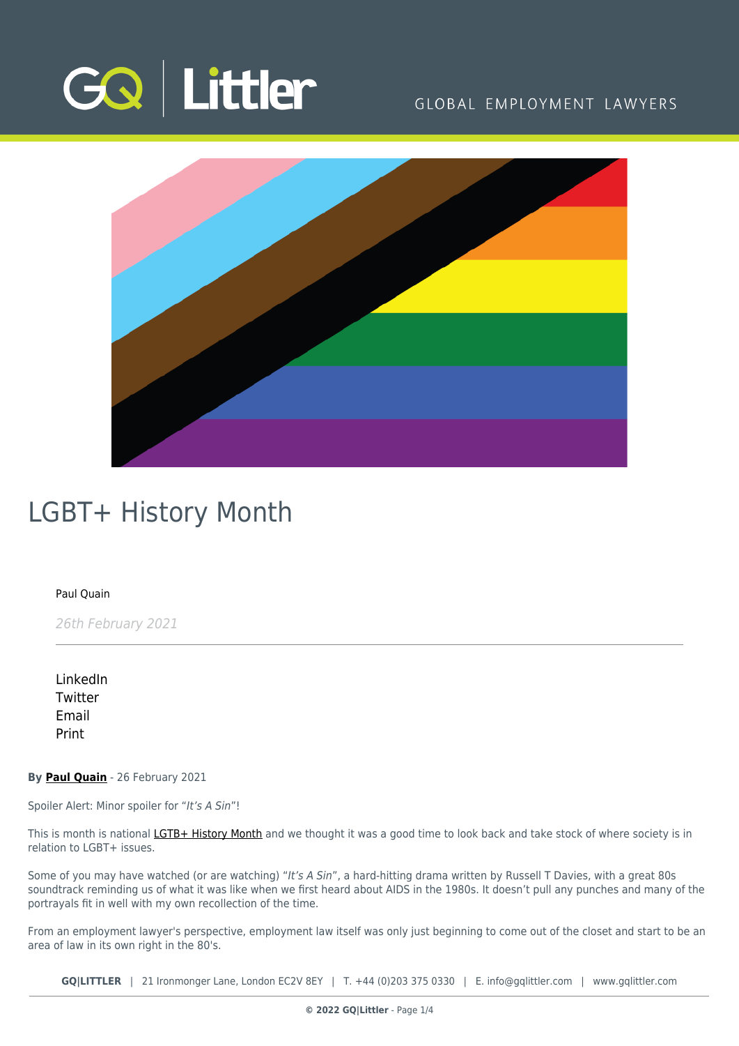# LGBT+ History Month

Paul Quain

*26th February 2021*

LinkedIn
Twitter
Email
Print

**By Paul Quain** - 26 February 2021

Spoiler Alert: Minor spoiler for "*It's A Sin*"!

This is month is national LGTB+ History Month and we thought it was a good time to look back and take stock of where society is in relation to LGBT+ issues.

Some of you may have watched (or are watching) "*It's A Sin*", a hard-hitting drama written by Russell T Davies, with a great 80s soundtrack reminding us of what it was like when we first heard about AIDS in the 1980s. It doesn't pull any punches and many of the portrayals fit in well with my own recollection of the time.

From an employment lawyer's perspective, employment law itself was only just beginning to come out of the closet and start to be an area of law in its own right in the 80's.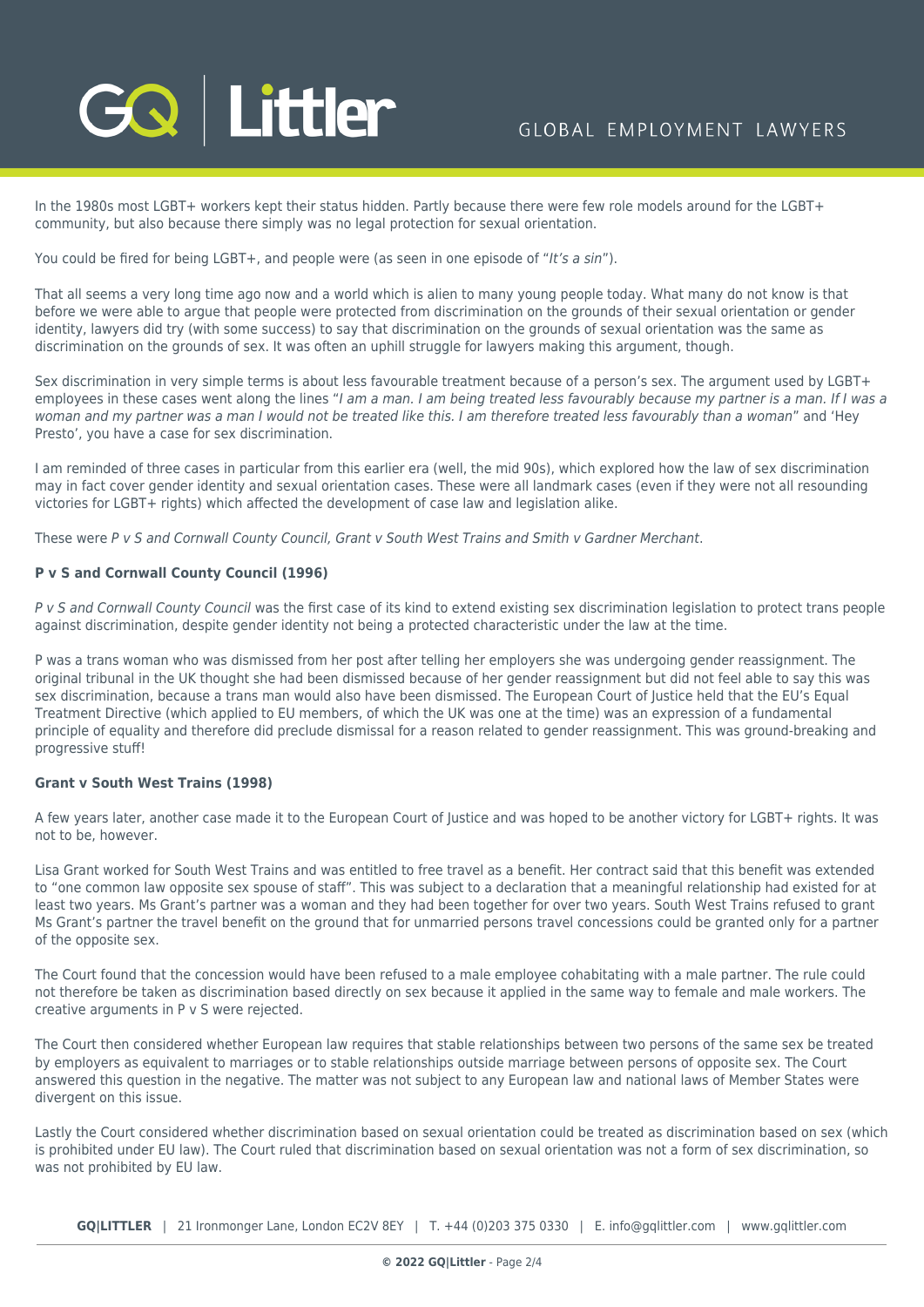In the 1980s most LGBT+ workers kept their status hidden. Partly because there were few role models around for the LGBT+ community, but also because there simply was no legal protection for sexual orientation.

You could be fired for being LGBT+, and people were (as seen in one episode of "*It's a sin*").

That all seems a very long time ago now and a world which is alien to many young people today. What many do not know is that before we were able to argue that people were protected from discrimination on the grounds of their sexual orientation or gender identity, lawyers did try (with some success) to say that discrimination on the grounds of sexual orientation was the same as discrimination on the grounds of sex. It was often an uphill struggle for lawyers making this argument, though.

Sex discrimination in very simple terms is about less favourable treatment because of a person's sex. The argument used by LGBT+ employees in these cases went along the lines "*I am a man. I am being treated less favourably because my partner is a man. If I was a woman and my partner was a man I would not be treated like this. I am therefore treated less favourably than a woman*" and 'Hey Presto', you have a case for sex discrimination.

I am reminded of three cases in particular from this earlier era (well, the mid 90s), which explored how the law of sex discrimination may in fact cover gender identity and sexual orientation cases. These were all landmark cases (even if they were not all resounding victories for LGBT+ rights) which affected the development of case law and legislation alike.

These were *P v S and Cornwall County Council, Grant v South West Trains and Smith v Gardner Merchant*.

**P v S and Cornwall County Council (1996)**

*P v S and Cornwall County Council* was the first case of its kind to extend existing sex discrimination legislation to protect trans people against discrimination, despite gender identity not being a protected characteristic under the law at the time.

P was a trans woman who was dismissed from her post after telling her employers she was undergoing gender reassignment. The original tribunal in the UK thought she had been dismissed because of her gender reassignment but did not feel able to say this was sex discrimination, because a trans man would also have been dismissed. The European Court of Justice held that the EU's Equal Treatment Directive (which applied to EU members, of which the UK was one at the time) was an expression of a fundamental principle of equality and therefore did preclude dismissal for a reason related to gender reassignment. This was ground-breaking and progressive stuff!

**Grant v South West Trains (1998)**

A few years later, another case made it to the European Court of Justice and was hoped to be another victory for LGBT+ rights. It was not to be, however.

Lisa Grant worked for South West Trains and was entitled to free travel as a benefit. Her contract said that this benefit was extended to "one common law opposite sex spouse of staff". This was subject to a declaration that a meaningful relationship had existed for at least two years. Ms Grant's partner was a woman and they had been together for over two years. South West Trains refused to grant Ms Grant's partner the travel benefit on the ground that for unmarried persons travel concessions could be granted only for a partner of the opposite sex.

The Court found that the concession would have been refused to a male employee cohabitating with a male partner. The rule could not therefore be taken as discrimination based directly on sex because it applied in the same way to female and male workers. The creative arguments in P v S were rejected.

The Court then considered whether European law requires that stable relationships between two persons of the same sex be treated by employers as equivalent to marriages or to stable relationships outside marriage between persons of opposite sex. The Court answered this question in the negative. The matter was not subject to any European law and national laws of Member States were divergent on this issue.

Lastly the Court considered whether discrimination based on sexual orientation could be treated as discrimination based on sex (which is prohibited under EU law). The Court ruled that discrimination based on sexual orientation was not a form of sex discrimination, so was not prohibited by EU law.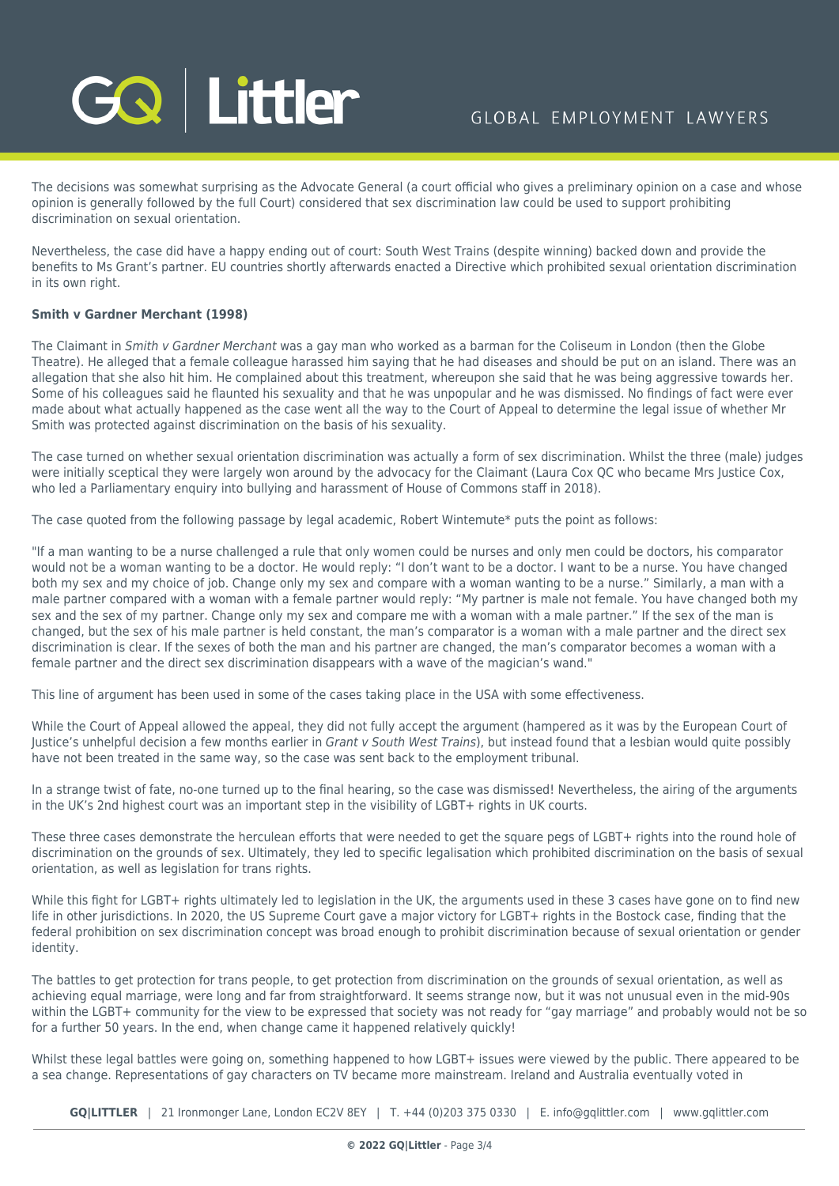The decisions was somewhat surprising as the Advocate General (a court official who gives a preliminary opinion on a case and whose opinion is generally followed by the full Court) considered that sex discrimination law could be used to support prohibiting discrimination on sexual orientation.

Nevertheless, the case did have a happy ending out of court: South West Trains (despite winning) backed down and provide the benefits to Ms Grant's partner. EU countries shortly afterwards enacted a Directive which prohibited sexual orientation discrimination in its own right.

**Smith v Gardner Merchant (1998)**

The Claimant in *Smith v Gardner Merchant* was a gay man who worked as a barman for the Coliseum in London (then the Globe Theatre). He alleged that a female colleague harassed him saying that he had diseases and should be put on an island. There was an allegation that she also hit him. He complained about this treatment, whereupon she said that he was being aggressive towards her. Some of his colleagues said he flaunted his sexuality and that he was unpopular and he was dismissed. No findings of fact were ever made about what actually happened as the case went all the way to the Court of Appeal to determine the legal issue of whether Mr Smith was protected against discrimination on the basis of his sexuality.

The case turned on whether sexual orientation discrimination was actually a form of sex discrimination. Whilst the three (male) judges were initially sceptical they were largely won around by the advocacy for the Claimant (Laura Cox QC who became Mrs Justice Cox, who led a Parliamentary enquiry into bullying and harassment of House of Commons staff in 2018).

The case quoted from the following passage by legal academic, Robert Wintemute* puts the point as follows:

"If a man wanting to be a nurse challenged a rule that only women could be nurses and only men could be doctors, his comparator would not be a woman wanting to be a doctor. He would reply: "I don't want to be a doctor. I want to be a nurse. You have changed both my sex and my choice of job. Change only my sex and compare with a woman wanting to be a nurse." Similarly, a man with a male partner compared with a woman with a female partner would reply: "My partner is male not female. You have changed both my sex and the sex of my partner. Change only my sex and compare me with a woman with a male partner." If the sex of the man is changed, but the sex of his male partner is held constant, the man's comparator is a woman with a male partner and the direct sex discrimination is clear. If the sexes of both the man and his partner are changed, the man's comparator becomes a woman with a female partner and the direct sex discrimination disappears with a wave of the magician's wand."

This line of argument has been used in some of the cases taking place in the USA with some effectiveness.

While the Court of Appeal allowed the appeal, they did not fully accept the argument (hampered as it was by the European Court of Justice's unhelpful decision a few months earlier in *Grant v South West Trains*), but instead found that a lesbian would quite possibly have not been treated in the same way, so the case was sent back to the employment tribunal.

In a strange twist of fate, no-one turned up to the final hearing, so the case was dismissed! Nevertheless, the airing of the arguments in the UK's 2nd highest court was an important step in the visibility of LGBT+ rights in UK courts.

These three cases demonstrate the herculean efforts that were needed to get the square pegs of LGBT+ rights into the round hole of discrimination on the grounds of sex. Ultimately, they led to specific legalisation which prohibited discrimination on the basis of sexual orientation, as well as legislation for trans rights.

While this fight for LGBT+ rights ultimately led to legislation in the UK, the arguments used in these 3 cases have gone on to find new life in other jurisdictions. In 2020, the US Supreme Court gave a major victory for LGBT+ rights in the Bostock case, finding that the federal prohibition on sex discrimination concept was broad enough to prohibit discrimination because of sexual orientation or gender identity.

The battles to get protection for trans people, to get protection from discrimination on the grounds of sexual orientation, as well as achieving equal marriage, were long and far from straightforward. It seems strange now, but it was not unusual even in the mid-90s within the LGBT+ community for the view to be expressed that society was not ready for "gay marriage" and probably would not be so for a further 50 years. In the end, when change came it happened relatively quickly!

Whilst these legal battles were going on, something happened to how LGBT+ issues were viewed by the public. There appeared to be a sea change. Representations of gay characters on TV became more mainstream. Ireland and Australia eventually voted in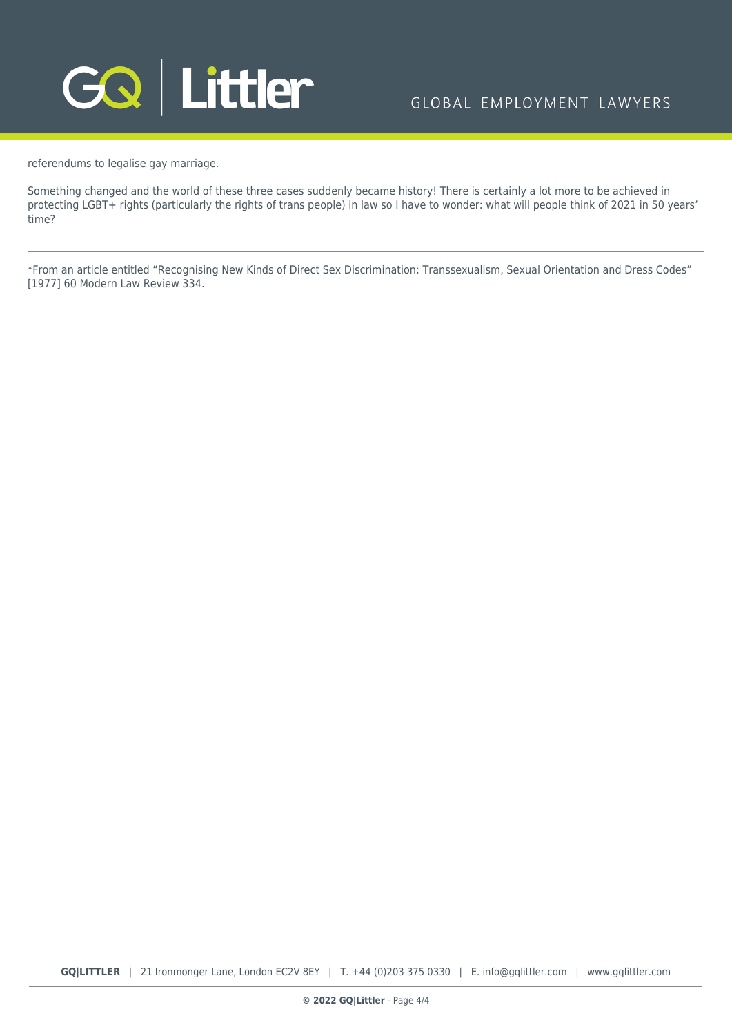referendums to legalise gay marriage.

Something changed and the world of these three cases suddenly became history! There is certainly a lot more to be achieved in protecting LGBT+ rights (particularly the rights of trans people) in law so I have to wonder: what will people think of 2021 in 50 years' time?

---

*From an article entitled "Recognising New Kinds of Direct Sex Discrimination: Transsexualism, Sexual Orientation and Dress Codes" [1977] 60 Modern Law Review 334.